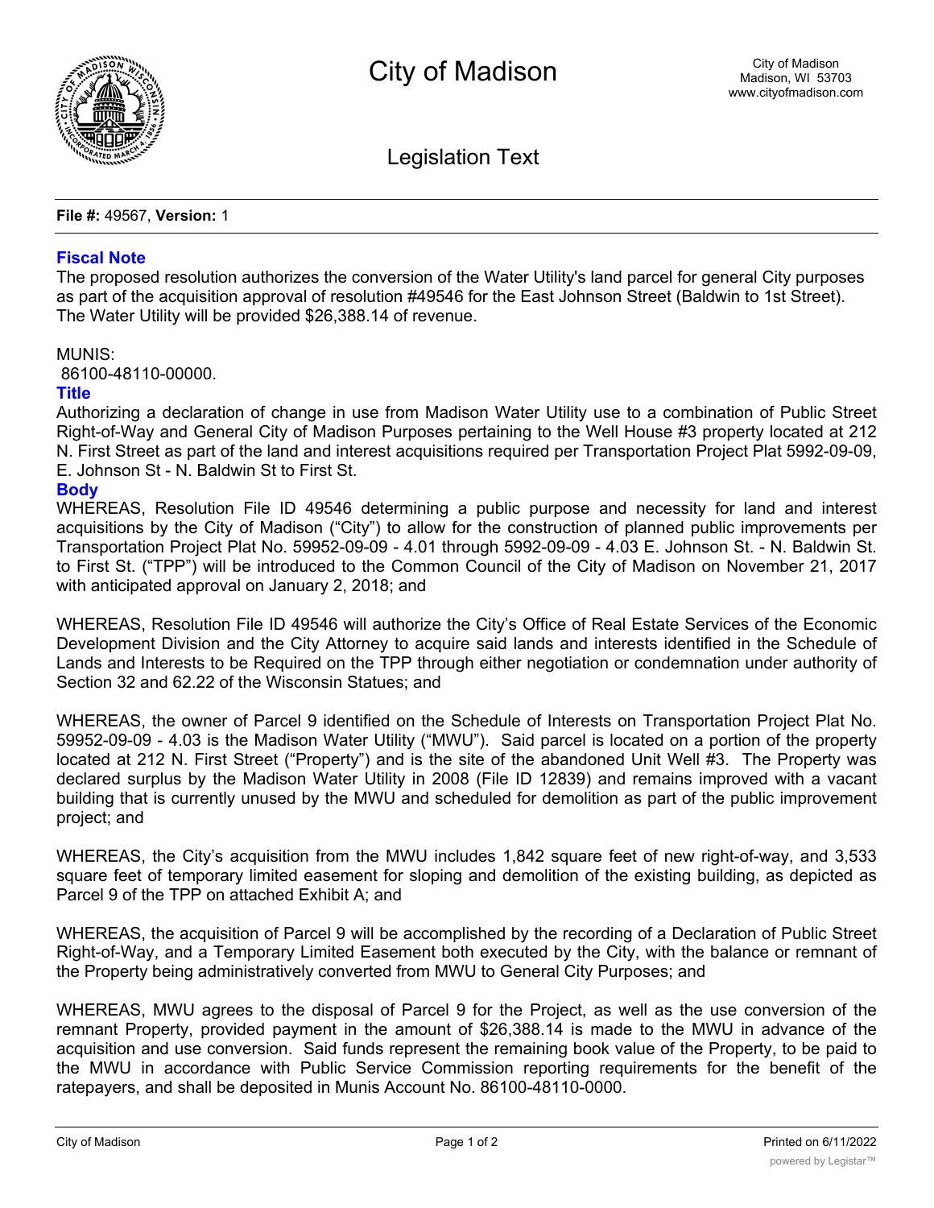# City of Madison

City of Madison
Madison, WI 53703
www.cityofmadison.com

## Legislation Text

**File #:** 49567, **Version:** 1

### Fiscal Note

The proposed resolution authorizes the conversion of the Water Utility's land parcel for general City purposes as part of the acquisition approval of resolution #49546 for the East Johnson Street (Baldwin to 1st Street). The Water Utility will be provided $26,388.14 of revenue.

MUNIS:
86100-48110-00000.

### Title

Authorizing a declaration of change in use from Madison Water Utility use to a combination of Public Street Right-of-Way and General City of Madison Purposes pertaining to the Well House #3 property located at 212 N. First Street as part of the land and interest acquisitions required per Transportation Project Plat 5992-09-09, E. Johnson St - N. Baldwin St to First St.

### Body

WHEREAS, Resolution File ID 49546 determining a public purpose and necessity for land and interest acquisitions by the City of Madison ("City") to allow for the construction of planned public improvements per Transportation Project Plat No. 59952-09-09 - 4.01 through 5992-09-09 - 4.03 E. Johnson St. - N. Baldwin St. to First St. ("TPP") will be introduced to the Common Council of the City of Madison on November 21, 2017 with anticipated approval on January 2, 2018; and

WHEREAS, Resolution File ID 49546 will authorize the City's Office of Real Estate Services of the Economic Development Division and the City Attorney to acquire said lands and interests identified in the Schedule of Lands and Interests to be Required on the TPP through either negotiation or condemnation under authority of Section 32 and 62.22 of the Wisconsin Statues; and

WHEREAS, the owner of Parcel 9 identified on the Schedule of Interests on Transportation Project Plat No. 59952-09-09 - 4.03 is the Madison Water Utility ("MWU"). Said parcel is located on a portion of the property located at 212 N. First Street ("Property") and is the site of the abandoned Unit Well #3. The Property was declared surplus by the Madison Water Utility in 2008 (File ID 12839) and remains improved with a vacant building that is currently unused by the MWU and scheduled for demolition as part of the public improvement project; and

WHEREAS, the City's acquisition from the MWU includes 1,842 square feet of new right-of-way, and 3,533 square feet of temporary limited easement for sloping and demolition of the existing building, as depicted as Parcel 9 of the TPP on attached Exhibit A; and

WHEREAS, the acquisition of Parcel 9 will be accomplished by the recording of a Declaration of Public Street Right-of-Way, and a Temporary Limited Easement both executed by the City, with the balance or remnant of the Property being administratively converted from MWU to General City Purposes; and

WHEREAS, MWU agrees to the disposal of Parcel 9 for the Project, as well as the use conversion of the remnant Property, provided payment in the amount of $26,388.14 is made to the MWU in advance of the acquisition and use conversion. Said funds represent the remaining book value of the Property, to be paid to the MWU in accordance with Public Service Commission reporting requirements for the benefit of the ratepayers, and shall be deposited in Munis Account No. 86100-48110-0000.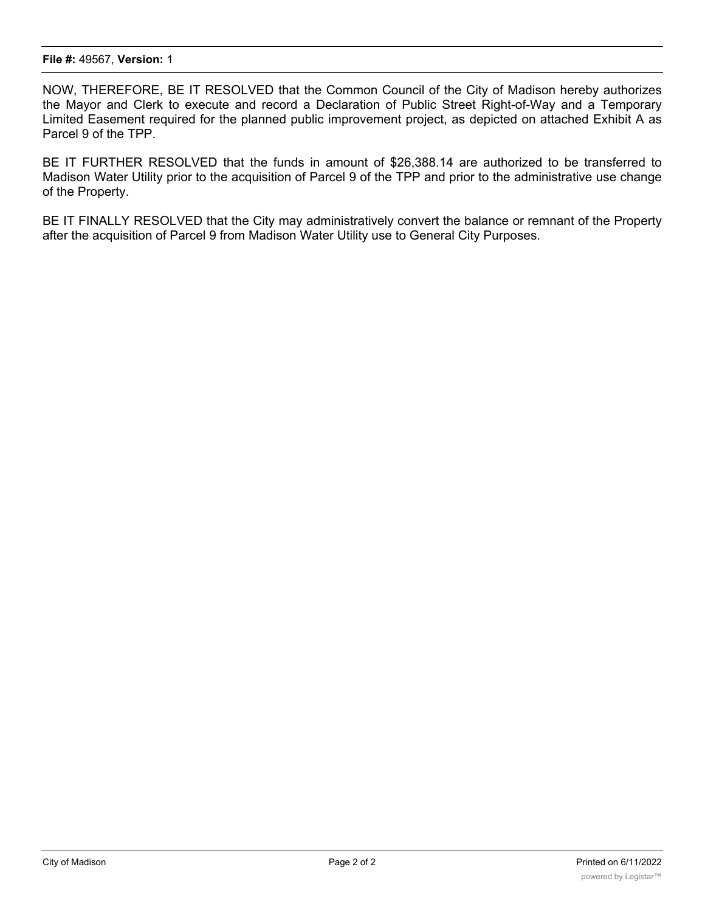NOW, THEREFORE, BE IT RESOLVED that the Common Council of the City of Madison hereby authorizes the Mayor and Clerk to execute and record a Declaration of Public Street Right-of-Way and a Temporary Limited Easement required for the planned public improvement project, as depicted on attached Exhibit A as Parcel 9 of the TPP.

BE IT FURTHER RESOLVED that the funds in amount of $26,388.14 are authorized to be transferred to Madison Water Utility prior to the acquisition of Parcel 9 of the TPP and prior to the administrative use change of the Property.

BE IT FINALLY RESOLVED that the City may administratively convert the balance or remnant of the Property after the acquisition of Parcel 9 from Madison Water Utility use to General City Purposes.